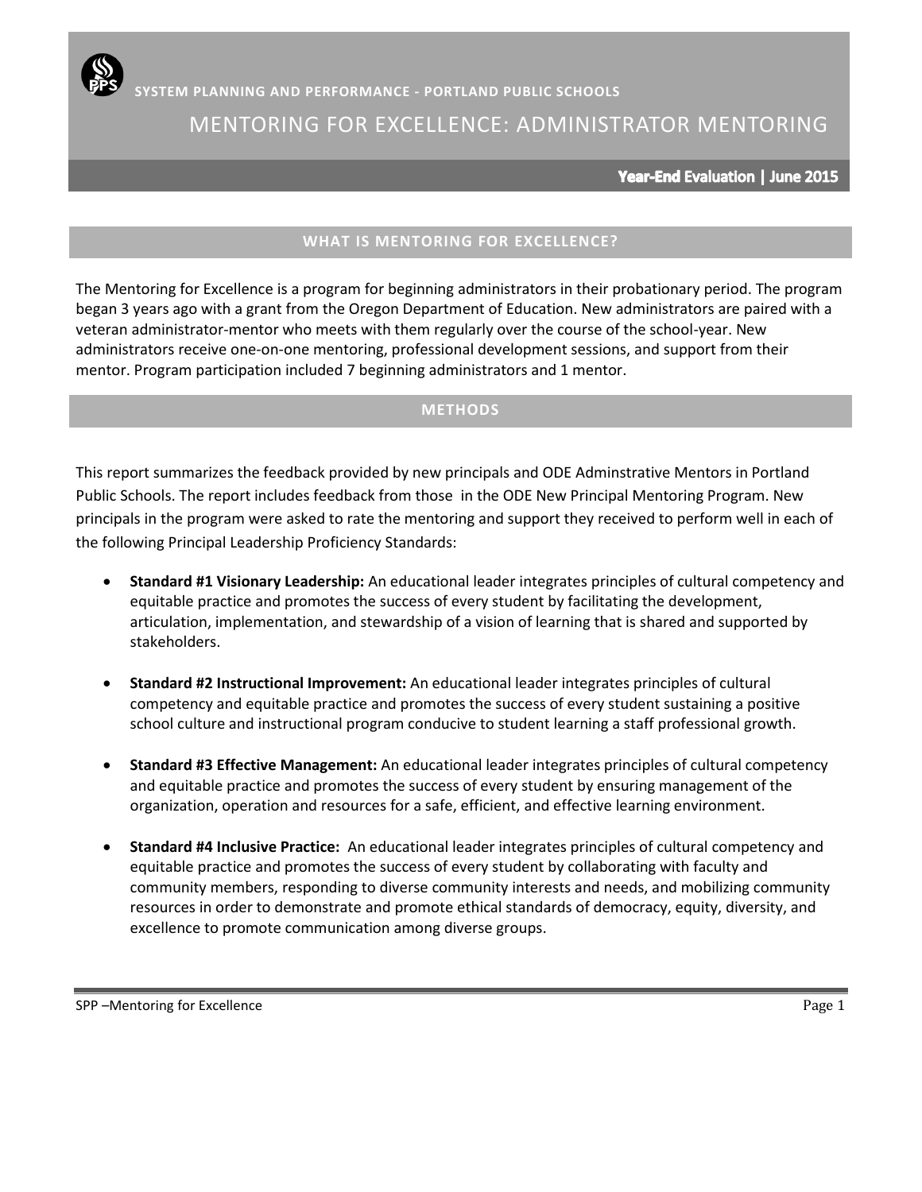SYSTEM PLANNING AND PERFORMANCE - PORTLAND PUBLIC SCHOOLS

# MENTORING FOR EXCELLENCE: ADMINISTRATOR MENTORING

**Year-End Evaluation | June 2015**

## WHAT IS MENTORING FOR EXCELLENCE?

The Mentoring for Excellence is a program for beginning administrators in their probationary period. The program began 3 years ago with a grant from the Oregon Department of Education. New administrators are paired with a veteran administrator-mentor who meets with them regularly over the course of the school-year. New administrators receive one-on-one mentoring, professional development sessions, and support from their mentor. Program participation included 7 beginning administrators and 1 mentor.

## METHODS

This report summarizes the feedback provided by new principals and ODE Adminstrative Mentors in Portland Public Schools. The report includes feedback from those in the ODE New Principal Mentoring Program. New principals in the program were asked to rate the mentoring and support they received to perform well in each of the following Principal Leadership Proficiency Standards:

- **Standard #1 Visionary Leadership:** An educational leader integrates principles of cultural competency and equitable practice and promotes the success of every student by facilitating the development, articulation, implementation, and stewardship of a vision of learning that is shared and supported by stakeholders.

- **Standard #2 Instructional Improvement:** An educational leader integrates principles of cultural competency and equitable practice and promotes the success of every student sustaining a positive school culture and instructional program conducive to student learning a staff professional growth.

- **Standard #3 Effective Management:** An educational leader integrates principles of cultural competency and equitable practice and promotes the success of every student by ensuring management of the organization, operation and resources for a safe, efficient, and effective learning environment.

- **Standard #4 Inclusive Practice:** An educational leader integrates principles of cultural competency and equitable practice and promotes the success of every student by collaborating with faculty and community members, responding to diverse community interests and needs, and mobilizing community resources in order to demonstrate and promote ethical standards of democracy, equity, diversity, and excellence to promote communication among diverse groups.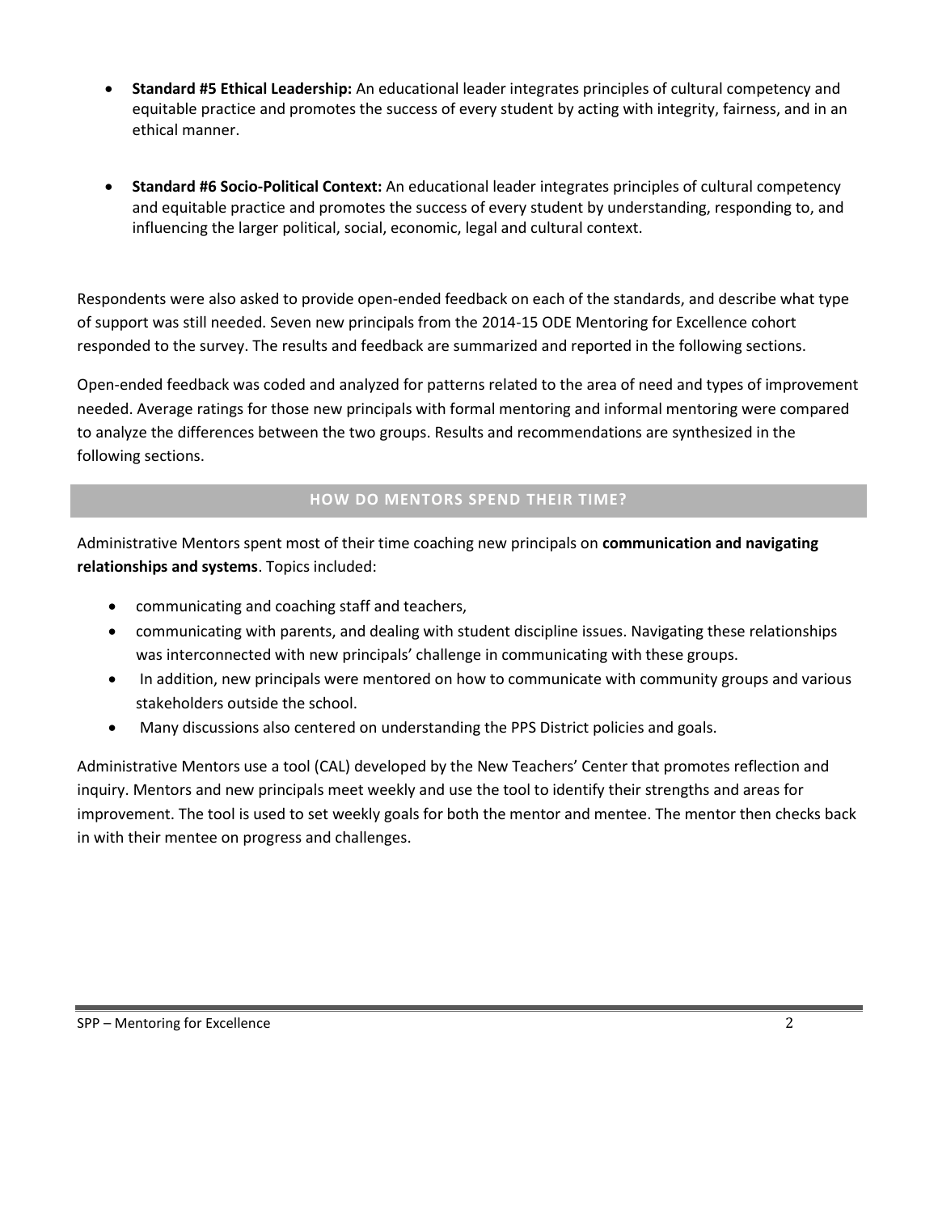- **Standard #5 Ethical Leadership:** An educational leader integrates principles of cultural competency and equitable practice and promotes the success of every student by acting with integrity, fairness, and in an ethical manner.

- **Standard #6 Socio-Political Context:** An educational leader integrates principles of cultural competency and equitable practice and promotes the success of every student by understanding, responding to, and influencing the larger political, social, economic, legal and cultural context.

Respondents were also asked to provide open-ended feedback on each of the standards, and describe what type of support was still needed. Seven new principals from the 2014-15 ODE Mentoring for Excellence cohort responded to the survey. The results and feedback are summarized and reported in the following sections.

Open-ended feedback was coded and analyzed for patterns related to the area of need and types of improvement needed. Average ratings for those new principals with formal mentoring and informal mentoring were compared to analyze the differences between the two groups. Results and recommendations are synthesized in the following sections.

## HOW DO MENTORS SPEND THEIR TIME?

Administrative Mentors spent most of their time coaching new principals on **communication and navigating relationships and systems**. Topics included:

- communicating and coaching staff and teachers,
- communicating with parents, and dealing with student discipline issues. Navigating these relationships was interconnected with new principals' challenge in communicating with these groups.
- In addition, new principals were mentored on how to communicate with community groups and various stakeholders outside the school.
- Many discussions also centered on understanding the PPS District policies and goals.

Administrative Mentors use a tool (CAL) developed by the New Teachers' Center that promotes reflection and inquiry. Mentors and new principals meet weekly and use the tool to identify their strengths and areas for improvement. The tool is used to set weekly goals for both the mentor and mentee. The mentor then checks back in with their mentee on progress and challenges.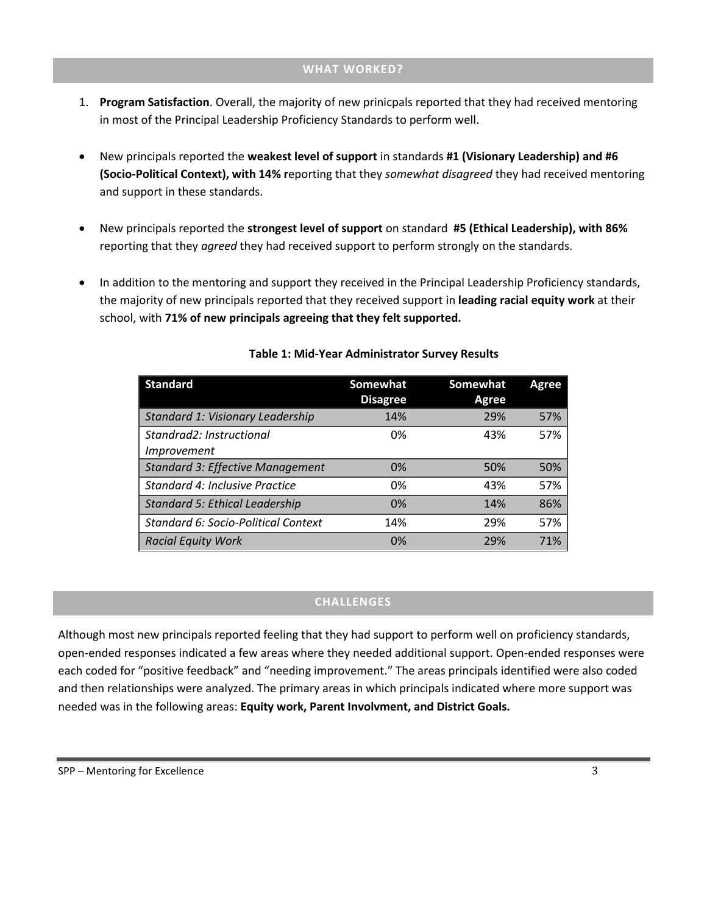## WHAT WORKED?

1. **Program Satisfaction**. Overall, the majority of new prinicpals reported that they had received mentoring in most of the Principal Leadership Proficiency Standards to perform well.

- New principals reported the **weakest level of support** in standards **#1 (Visionary Leadership) and #6 (Socio-Political Context), with 14% r**eporting that they *somewhat disagreed* they had received mentoring and support in these standards.

- New principals reported the **strongest level of support** on standard **#5 (Ethical Leadership), with 86%** reporting that they *agreed* they had received support to perform strongly on the standards.

- In addition to the mentoring and support they received in the Principal Leadership Proficiency standards, the majority of new principals reported that they received support in **leading racial equity work** at their school, with **71% of new principals agreeing that they felt supported.**

**Table 1: Mid-Year Administrator Survey Results**

| Standard | Somewhat Disagree | Somewhat Agree | Agree |
|---|---|---|---|
| *Standard 1: Visionary Leadership* | 14% | 29% | 57% |
| *Standrad2: Instructional Improvement* | 0% | 43% | 57% |
| *Standard 3: Effective Management* | 0% | 50% | 50% |
| *Standard 4: Inclusive Practice* | 0% | 43% | 57% |
| *Standard 5: Ethical Leadership* | 0% | 14% | 86% |
| *Standard 6: Socio-Political Context* | 14% | 29% | 57% |
| *Racial Equity Work* | 0% | 29% | 71% |

## CHALLENGES

Although most new principals reported feeling that they had support to perform well on proficiency standards, open-ended responses indicated a few areas where they needed additional support. Open-ended responses were each coded for "positive feedback" and "needing improvement." The areas principals identified were also coded and then relationships were analyzed. The primary areas in which principals indicated where more support was needed was in the following areas: **Equity work, Parent Involvment, and District Goals.**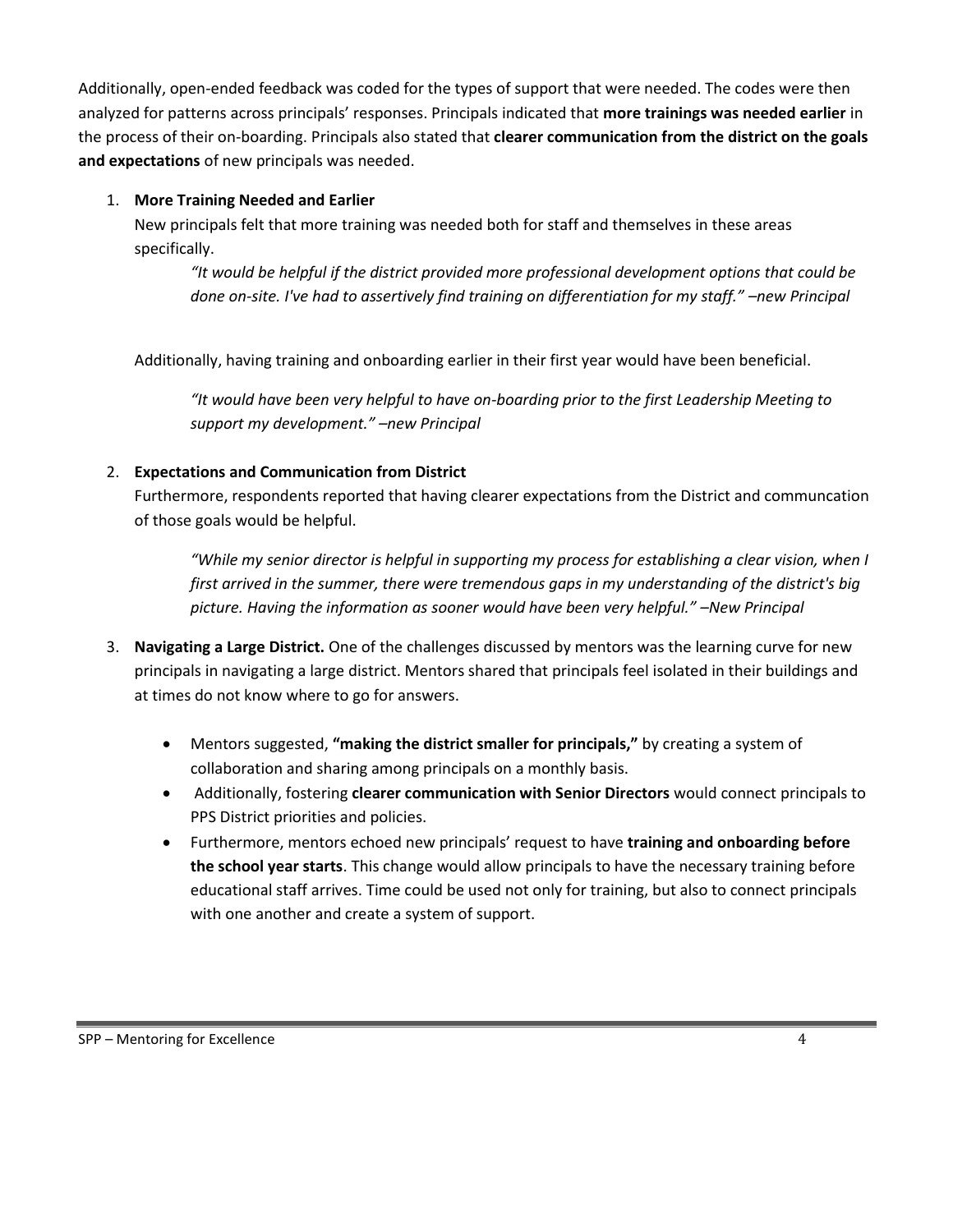Additionally, open-ended feedback was coded for the types of support that were needed. The codes were then analyzed for patterns across principals' responses. Principals indicated that **more trainings was needed earlier** in the process of their on-boarding. Principals also stated that **clearer communication from the district on the goals and expectations** of new principals was needed.

1. **More Training Needed and Earlier**

   New principals felt that more training was needed both for staff and themselves in these areas specifically.

   > *"It would be helpful if the district provided more professional development options that could be done on-site. I've had to assertively find training on differentiation for my staff." –new Principal*

   Additionally, having training and onboarding earlier in their first year would have been beneficial.

   > *"It would have been very helpful to have on-boarding prior to the first Leadership Meeting to support my development." –new Principal*

2. **Expectations and Communication from District**

   Furthermore, respondents reported that having clearer expectations from the District and communcation of those goals would be helpful.

   > *"While my senior director is helpful in supporting my process for establishing a clear vision, when I first arrived in the summer, there were tremendous gaps in my understanding of the district's big picture. Having the information as sooner would have been very helpful." –New Principal*

3. **Navigating a Large District.** One of the challenges discussed by mentors was the learning curve for new principals in navigating a large district. Mentors shared that principals feel isolated in their buildings and at times do not know where to go for answers.

   - Mentors suggested, **"making the district smaller for principals,"** by creating a system of collaboration and sharing among principals on a monthly basis.
   - Additionally, fostering **clearer communication with Senior Directors** would connect principals to PPS District priorities and policies.
   - Furthermore, mentors echoed new principals' request to have **training and onboarding before the school year starts**. This change would allow principals to have the necessary training before educational staff arrives. Time could be used not only for training, but also to connect principals with one another and create a system of support.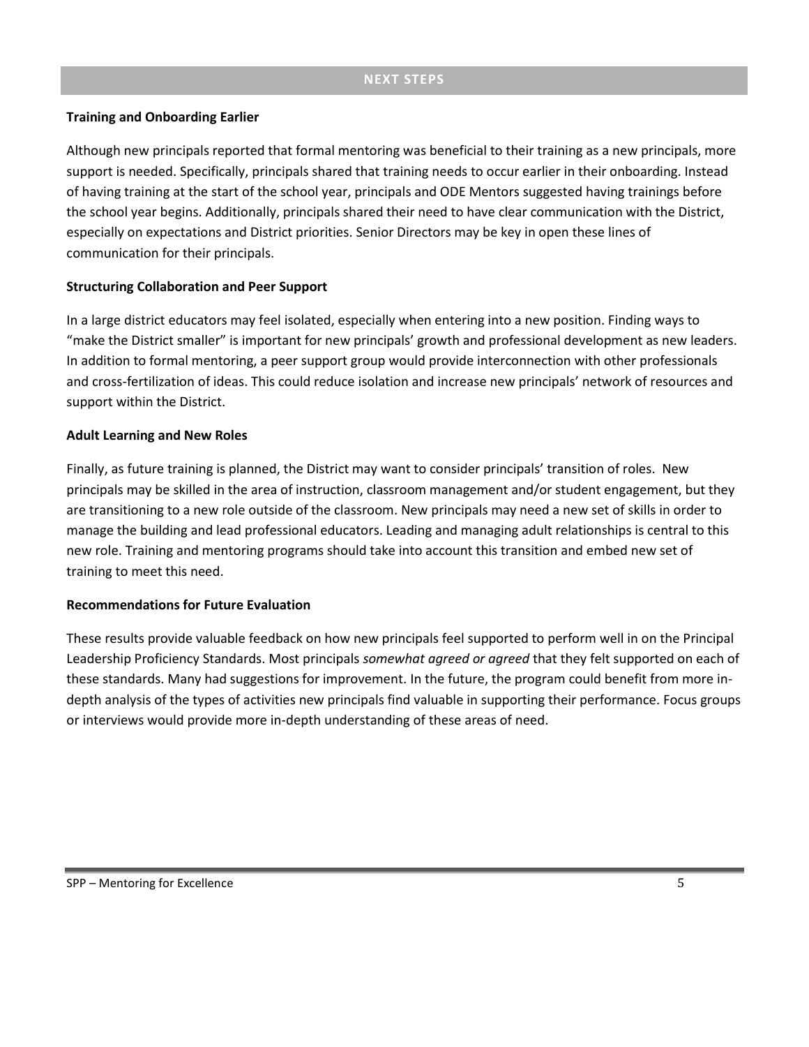## NEXT STEPS

**Training and Onboarding Earlier**

Although new principals reported that formal mentoring was beneficial to their training as a new principals, more support is needed. Specifically, principals shared that training needs to occur earlier in their onboarding. Instead of having training at the start of the school year, principals and ODE Mentors suggested having trainings before the school year begins. Additionally, principals shared their need to have clear communication with the District, especially on expectations and District priorities. Senior Directors may be key in open these lines of communication for their principals.

**Structuring Collaboration and Peer Support**

In a large district educators may feel isolated, especially when entering into a new position. Finding ways to "make the District smaller" is important for new principals' growth and professional development as new leaders. In addition to formal mentoring, a peer support group would provide interconnection with other professionals and cross-fertilization of ideas. This could reduce isolation and increase new principals' network of resources and support within the District.

**Adult Learning and New Roles**

Finally, as future training is planned, the District may want to consider principals' transition of roles. New principals may be skilled in the area of instruction, classroom management and/or student engagement, but they are transitioning to a new role outside of the classroom. New principals may need a new set of skills in order to manage the building and lead professional educators. Leading and managing adult relationships is central to this new role. Training and mentoring programs should take into account this transition and embed new set of training to meet this need.

**Recommendations for Future Evaluation**

These results provide valuable feedback on how new principals feel supported to perform well in on the Principal Leadership Proficiency Standards. Most principals *somewhat agreed or agreed* that they felt supported on each of these standards. Many had suggestions for improvement. In the future, the program could benefit from more in-depth analysis of the types of activities new principals find valuable in supporting their performance. Focus groups or interviews would provide more in-depth understanding of these areas of need.